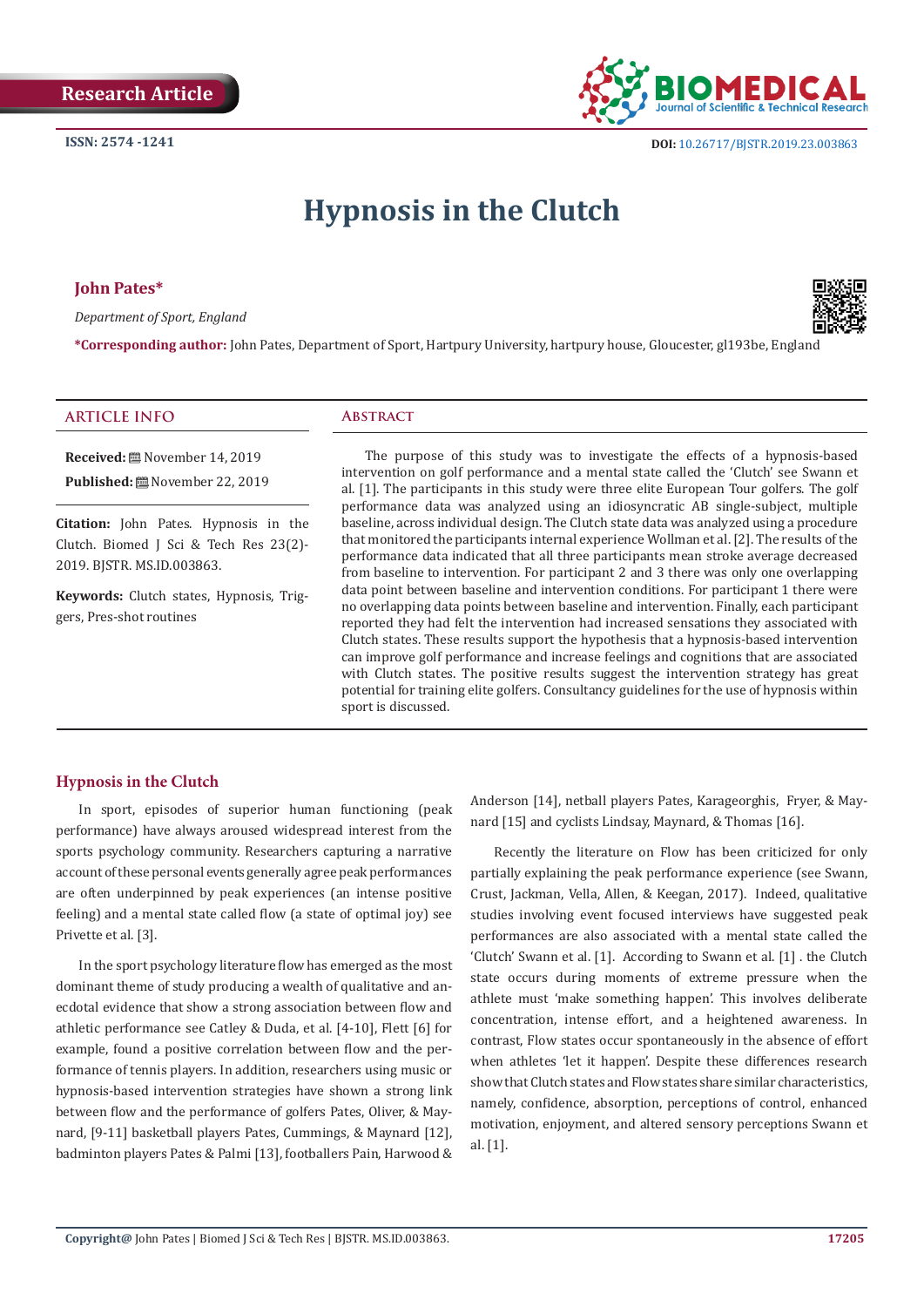Research Article

ISSN: 2574 -1241

DOI: 10.26717/BJSTR.2019.23.003863

# Hypnosis in the Clutch

**John Pates***

*Department of Sport, England*

***Corresponding author:** John Pates, Department of Sport, Hartpury University, hartpury house, Gloucester, gl193be, England

## ARTICLE INFO

**Received:** November 14, 2019

**Published:** November 22, 2019

**Citation:** John Pates. Hypnosis in the Clutch. Biomed J Sci & Tech Res 23(2)-2019. BJSTR. MS.ID.003863.

**Keywords:** Clutch states, Hypnosis, Triggers, Pres-shot routines

## Abstract

The purpose of this study was to investigate the effects of a hypnosis-based intervention on golf performance and a mental state called the 'Clutch' see Swann et al. [1]. The participants in this study were three elite European Tour golfers. The golf performance data was analyzed using an idiosyncratic AB single-subject, multiple baseline, across individual design. The Clutch state data was analyzed using a procedure that monitored the participants internal experience Wollman et al. [2]. The results of the performance data indicated that all three participants mean stroke average decreased from baseline to intervention. For participant 2 and 3 there was only one overlapping data point between baseline and intervention conditions. For participant 1 there were no overlapping data points between baseline and intervention. Finally, each participant reported they had felt the intervention had increased sensations they associated with Clutch states. These results support the hypothesis that a hypnosis-based intervention can improve golf performance and increase feelings and cognitions that are associated with Clutch states. The positive results suggest the intervention strategy has great potential for training elite golfers. Consultancy guidelines for the use of hypnosis within sport is discussed.

## Hypnosis in the Clutch

In sport, episodes of superior human functioning (peak performance) have always aroused widespread interest from the sports psychology community. Researchers capturing a narrative account of these personal events generally agree peak performances are often underpinned by peak experiences (an intense positive feeling) and a mental state called flow (a state of optimal joy) see Privette et al. [3].

In the sport psychology literature flow has emerged as the most dominant theme of study producing a wealth of qualitative and anecdotal evidence that show a strong association between flow and athletic performance see Catley & Duda, et al. [4-10], Flett [6] for example, found a positive correlation between flow and the performance of tennis players. In addition, researchers using music or hypnosis-based intervention strategies have shown a strong link between flow and the performance of golfers Pates, Oliver, & Maynard, [9-11] basketball players Pates, Cummings, & Maynard [12], badminton players Pates & Palmi [13], footballers Pain, Harwood & Anderson [14], netball players Pates, Karageorghis, Fryer, & Maynard [15] and cyclists Lindsay, Maynard, & Thomas [16].

Recently the literature on Flow has been criticized for only partially explaining the peak performance experience (see Swann, Crust, Jackman, Vella, Allen, & Keegan, 2017). Indeed, qualitative studies involving event focused interviews have suggested peak performances are also associated with a mental state called the 'Clutch' Swann et al. [1]. According to Swann et al. [1] . the Clutch state occurs during moments of extreme pressure when the athlete must 'make something happen'. This involves deliberate concentration, intense effort, and a heightened awareness. In contrast, Flow states occur spontaneously in the absence of effort when athletes 'let it happen'. Despite these differences research show that Clutch states and Flow states share similar characteristics, namely, confidence, absorption, perceptions of control, enhanced motivation, enjoyment, and altered sensory perceptions Swann et al. [1].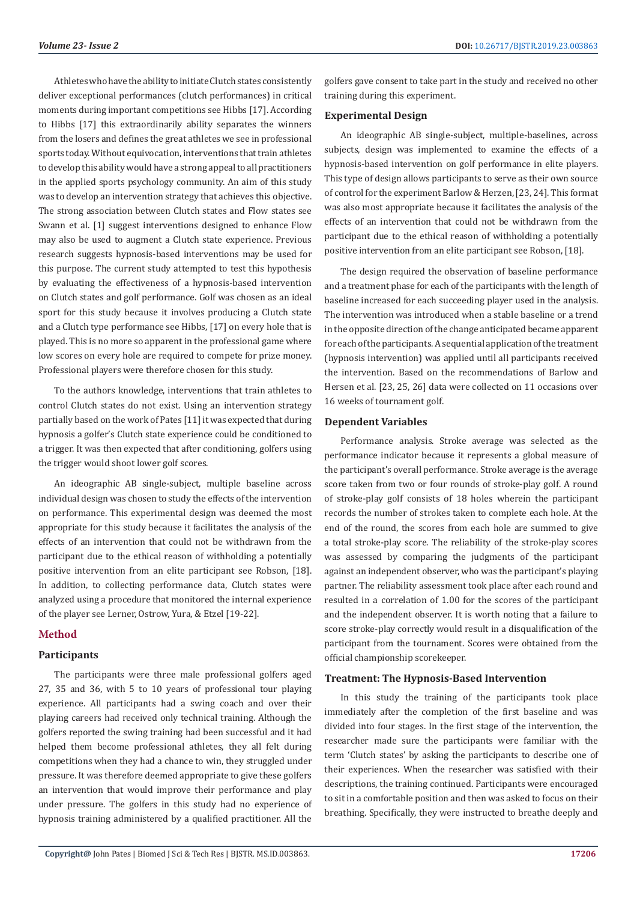Athletes who have the ability to initiate Clutch states consistently deliver exceptional performances (clutch performances) in critical moments during important competitions see Hibbs [17]. According to Hibbs [17] this extraordinarily ability separates the winners from the losers and defines the great athletes we see in professional sports today. Without equivocation, interventions that train athletes to develop this ability would have a strong appeal to all practitioners in the applied sports psychology community. An aim of this study was to develop an intervention strategy that achieves this objective. The strong association between Clutch states and Flow states see Swann et al. [1] suggest interventions designed to enhance Flow may also be used to augment a Clutch state experience. Previous research suggests hypnosis-based interventions may be used for this purpose. The current study attempted to test this hypothesis by evaluating the effectiveness of a hypnosis-based intervention on Clutch states and golf performance. Golf was chosen as an ideal sport for this study because it involves producing a Clutch state and a Clutch type performance see Hibbs, [17] on every hole that is played. This is no more so apparent in the professional game where low scores on every hole are required to compete for prize money. Professional players were therefore chosen for this study.

To the authors knowledge, interventions that train athletes to control Clutch states do not exist. Using an intervention strategy partially based on the work of Pates [11] it was expected that during hypnosis a golfer's Clutch state experience could be conditioned to a trigger. It was then expected that after conditioning, golfers using the trigger would shoot lower golf scores.

An ideographic AB single-subject, multiple baseline across individual design was chosen to study the effects of the intervention on performance. This experimental design was deemed the most appropriate for this study because it facilitates the analysis of the effects of an intervention that could not be withdrawn from the participant due to the ethical reason of withholding a potentially positive intervention from an elite participant see Robson, [18]. In addition, to collecting performance data, Clutch states were analyzed using a procedure that monitored the internal experience of the player see Lerner, Ostrow, Yura, & Etzel [19-22].

## Method

### Participants

The participants were three male professional golfers aged 27, 35 and 36, with 5 to 10 years of professional tour playing experience. All participants had a swing coach and over their playing careers had received only technical training. Although the golfers reported the swing training had been successful and it had helped them become professional athletes, they all felt during competitions when they had a chance to win, they struggled under pressure. It was therefore deemed appropriate to give these golfers an intervention that would improve their performance and play under pressure. The golfers in this study had no experience of hypnosis training administered by a qualified practitioner. All the golfers gave consent to take part in the study and received no other training during this experiment.

### Experimental Design

An ideographic AB single-subject, multiple-baselines, across subjects, design was implemented to examine the effects of a hypnosis-based intervention on golf performance in elite players. This type of design allows participants to serve as their own source of control for the experiment Barlow & Herzen, [23, 24]. This format was also most appropriate because it facilitates the analysis of the effects of an intervention that could not be withdrawn from the participant due to the ethical reason of withholding a potentially positive intervention from an elite participant see Robson, [18].

The design required the observation of baseline performance and a treatment phase for each of the participants with the length of baseline increased for each succeeding player used in the analysis. The intervention was introduced when a stable baseline or a trend in the opposite direction of the change anticipated became apparent for each of the participants. A sequential application of the treatment (hypnosis intervention) was applied until all participants received the intervention. Based on the recommendations of Barlow and Hersen et al. [23, 25, 26] data were collected on 11 occasions over 16 weeks of tournament golf.

### Dependent Variables

Performance analysis. Stroke average was selected as the performance indicator because it represents a global measure of the participant's overall performance. Stroke average is the average score taken from two or four rounds of stroke-play golf. A round of stroke-play golf consists of 18 holes wherein the participant records the number of strokes taken to complete each hole. At the end of the round, the scores from each hole are summed to give a total stroke-play score. The reliability of the stroke-play scores was assessed by comparing the judgments of the participant against an independent observer, who was the participant's playing partner. The reliability assessment took place after each round and resulted in a correlation of 1.00 for the scores of the participant and the independent observer. It is worth noting that a failure to score stroke-play correctly would result in a disqualification of the participant from the tournament. Scores were obtained from the official championship scorekeeper.

### Treatment: The Hypnosis-Based Intervention

In this study the training of the participants took place immediately after the completion of the first baseline and was divided into four stages. In the first stage of the intervention, the researcher made sure the participants were familiar with the term 'Clutch states' by asking the participants to describe one of their experiences. When the researcher was satisfied with their descriptions, the training continued. Participants were encouraged to sit in a comfortable position and then was asked to focus on their breathing. Specifically, they were instructed to breathe deeply and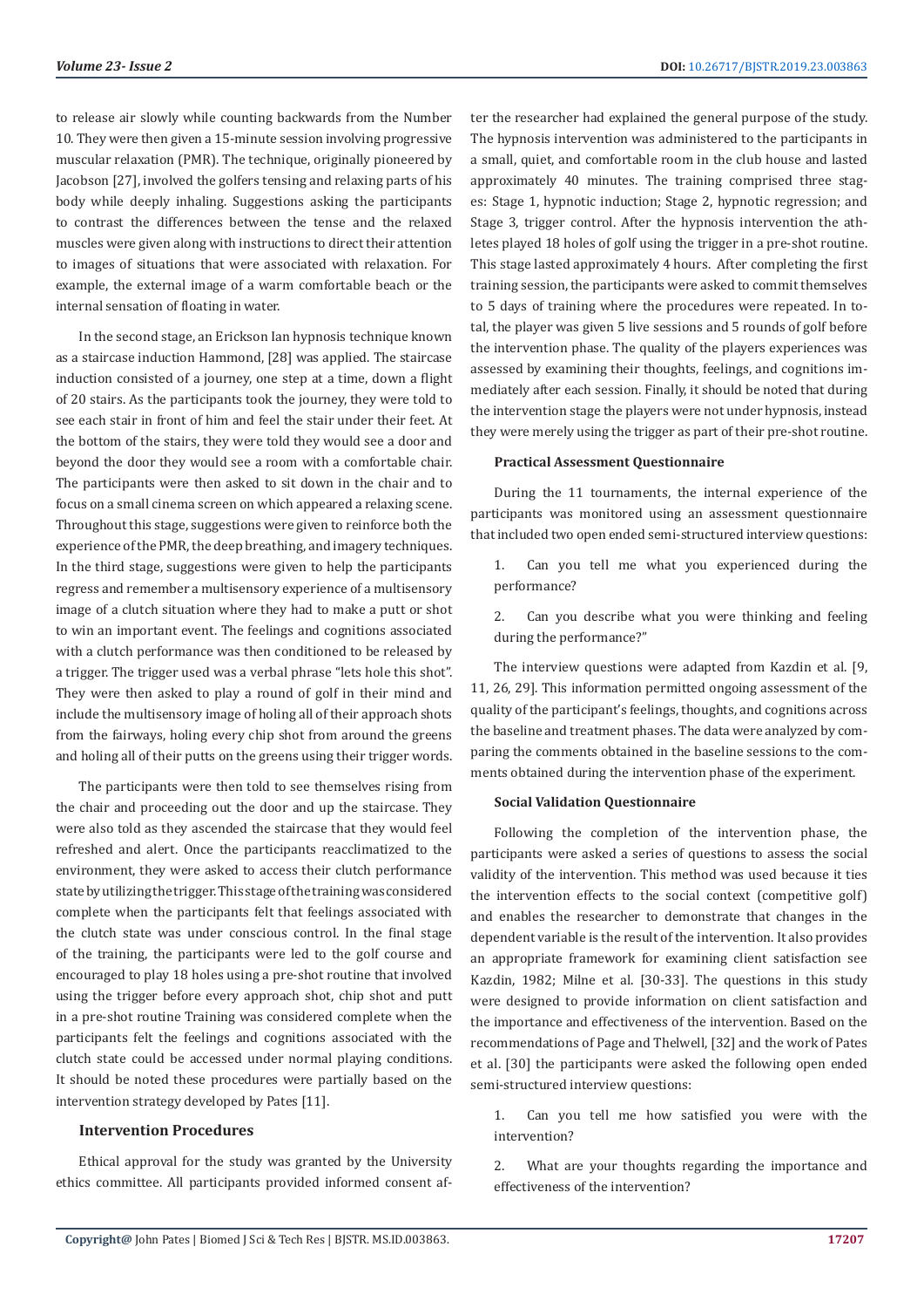to release air slowly while counting backwards from the Number 10. They were then given a 15-minute session involving progressive muscular relaxation (PMR). The technique, originally pioneered by Jacobson [27], involved the golfers tensing and relaxing parts of his body while deeply inhaling. Suggestions asking the participants to contrast the differences between the tense and the relaxed muscles were given along with instructions to direct their attention to images of situations that were associated with relaxation. For example, the external image of a warm comfortable beach or the internal sensation of floating in water.

In the second stage, an Erickson Ian hypnosis technique known as a staircase induction Hammond, [28] was applied. The staircase induction consisted of a journey, one step at a time, down a flight of 20 stairs. As the participants took the journey, they were told to see each stair in front of him and feel the stair under their feet. At the bottom of the stairs, they were told they would see a door and beyond the door they would see a room with a comfortable chair. The participants were then asked to sit down in the chair and to focus on a small cinema screen on which appeared a relaxing scene. Throughout this stage, suggestions were given to reinforce both the experience of the PMR, the deep breathing, and imagery techniques. In the third stage, suggestions were given to help the participants regress and remember a multisensory experience of a multisensory image of a clutch situation where they had to make a putt or shot to win an important event. The feelings and cognitions associated with a clutch performance was then conditioned to be released by a trigger. The trigger used was a verbal phrase "lets hole this shot". They were then asked to play a round of golf in their mind and include the multisensory image of holing all of their approach shots from the fairways, holing every chip shot from around the greens and holing all of their putts on the greens using their trigger words.

The participants were then told to see themselves rising from the chair and proceeding out the door and up the staircase. They were also told as they ascended the staircase that they would feel refreshed and alert. Once the participants reacclimatized to the environment, they were asked to access their clutch performance state by utilizing the trigger. This stage of the training was considered complete when the participants felt that feelings associated with the clutch state was under conscious control. In the final stage of the training, the participants were led to the golf course and encouraged to play 18 holes using a pre-shot routine that involved using the trigger before every approach shot, chip shot and putt in a pre-shot routine Training was considered complete when the participants felt the feelings and cognitions associated with the clutch state could be accessed under normal playing conditions. It should be noted these procedures were partially based on the intervention strategy developed by Pates [11].

### Intervention Procedures

Ethical approval for the study was granted by the University ethics committee. All participants provided informed consent after the researcher had explained the general purpose of the study. The hypnosis intervention was administered to the participants in a small, quiet, and comfortable room in the club house and lasted approximately 40 minutes. The training comprised three stages: Stage 1, hypnotic induction; Stage 2, hypnotic regression; and Stage 3, trigger control. After the hypnosis intervention the athletes played 18 holes of golf using the trigger in a pre-shot routine. This stage lasted approximately 4 hours. After completing the first training session, the participants were asked to commit themselves to 5 days of training where the procedures were repeated. In total, the player was given 5 live sessions and 5 rounds of golf before the intervention phase. The quality of the players experiences was assessed by examining their thoughts, feelings, and cognitions immediately after each session. Finally, it should be noted that during the intervention stage the players were not under hypnosis, instead they were merely using the trigger as part of their pre-shot routine.

#### Practical Assessment Questionnaire

During the 11 tournaments, the internal experience of the participants was monitored using an assessment questionnaire that included two open ended semi-structured interview questions:

1. Can you tell me what you experienced during the performance?

2. Can you describe what you were thinking and feeling during the performance?"

The interview questions were adapted from Kazdin et al. [9, 11, 26, 29]. This information permitted ongoing assessment of the quality of the participant's feelings, thoughts, and cognitions across the baseline and treatment phases. The data were analyzed by comparing the comments obtained in the baseline sessions to the comments obtained during the intervention phase of the experiment.

#### Social Validation Questionnaire

Following the completion of the intervention phase, the participants were asked a series of questions to assess the social validity of the intervention. This method was used because it ties the intervention effects to the social context (competitive golf) and enables the researcher to demonstrate that changes in the dependent variable is the result of the intervention. It also provides an appropriate framework for examining client satisfaction see Kazdin, 1982; Milne et al. [30-33]. The questions in this study were designed to provide information on client satisfaction and the importance and effectiveness of the intervention. Based on the recommendations of Page and Thelwell, [32] and the work of Pates et al. [30] the participants were asked the following open ended semi-structured interview questions:

1. Can you tell me how satisfied you were with the intervention?

2. What are your thoughts regarding the importance and effectiveness of the intervention?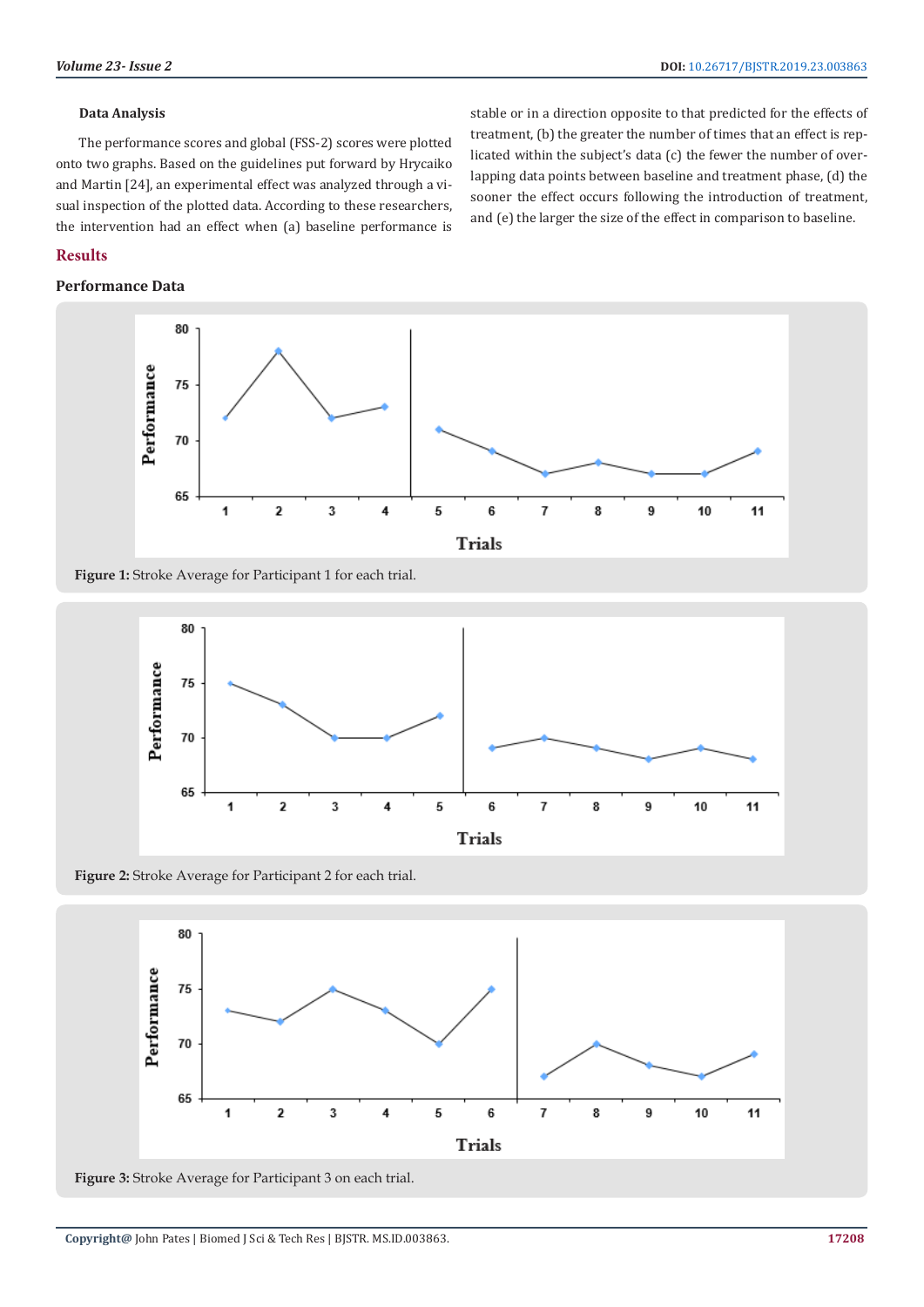#### Data Analysis

The performance scores and global (FSS-2) scores were plotted onto two graphs. Based on the guidelines put forward by Hrycaiko and Martin [24], an experimental effect was analyzed through a visual inspection of the plotted data. According to these researchers, the intervention had an effect when (a) baseline performance is stable or in a direction opposite to that predicted for the effects of treatment, (b) the greater the number of times that an effect is replicated within the subject's data (c) the fewer the number of overlapping data points between baseline and treatment phase, (d) the sooner the effect occurs following the introduction of treatment, and (e) the larger the size of the effect in comparison to baseline.

## Results

### Performance Data

**Figure 1:** Stroke Average for Participant 1 for each trial.

**Figure 2:** Stroke Average for Participant 2 for each trial.

**Figure 3:** Stroke Average for Participant 3 on each trial.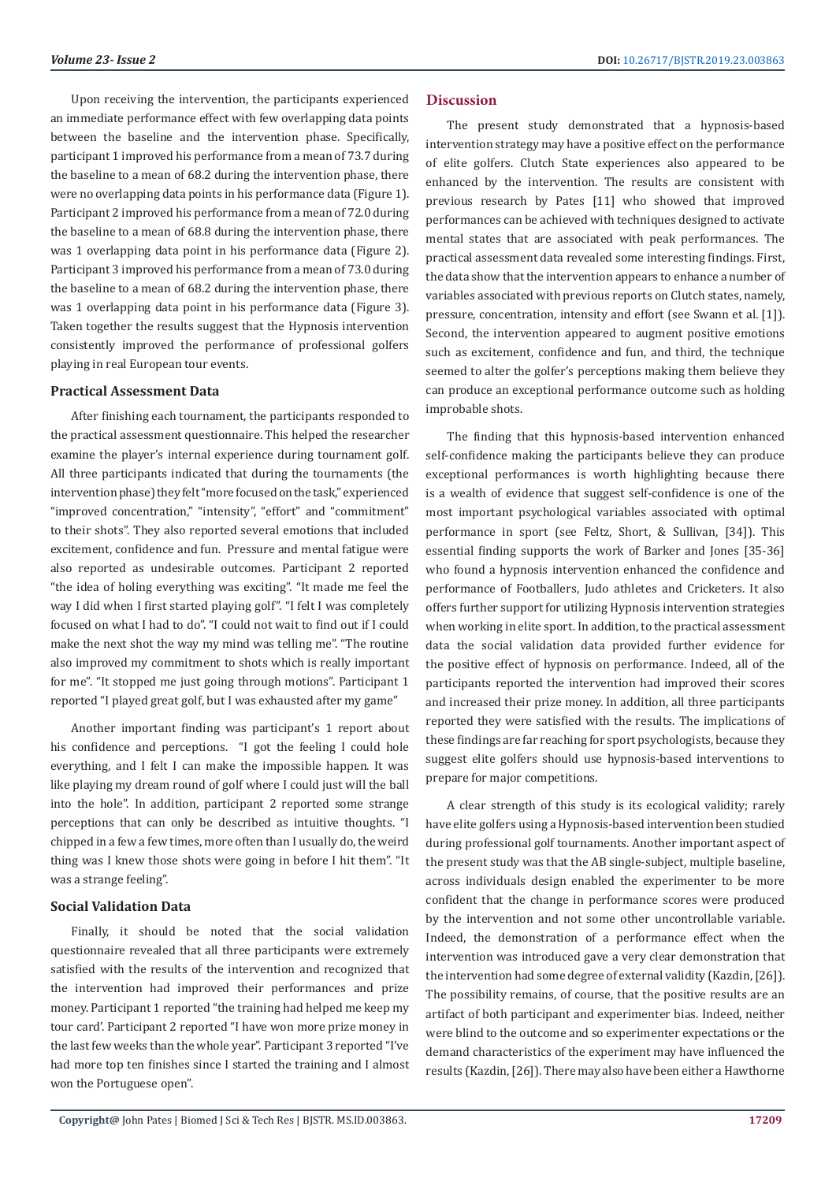Upon receiving the intervention, the participants experienced an immediate performance effect with few overlapping data points between the baseline and the intervention phase. Specifically, participant 1 improved his performance from a mean of 73.7 during the baseline to a mean of 68.2 during the intervention phase, there were no overlapping data points in his performance data (Figure 1). Participant 2 improved his performance from a mean of 72.0 during the baseline to a mean of 68.8 during the intervention phase, there was 1 overlapping data point in his performance data (Figure 2). Participant 3 improved his performance from a mean of 73.0 during the baseline to a mean of 68.2 during the intervention phase, there was 1 overlapping data point in his performance data (Figure 3). Taken together the results suggest that the Hypnosis intervention consistently improved the performance of professional golfers playing in real European tour events.

### Practical Assessment Data

After finishing each tournament, the participants responded to the practical assessment questionnaire. This helped the researcher examine the player's internal experience during tournament golf. All three participants indicated that during the tournaments (the intervention phase) they felt "more focused on the task," experienced "improved concentration," "intensity", "effort" and "commitment" to their shots". They also reported several emotions that included excitement, confidence and fun. Pressure and mental fatigue were also reported as undesirable outcomes. Participant 2 reported "the idea of holing everything was exciting". "It made me feel the way I did when I first started playing golf". "I felt I was completely focused on what I had to do". "I could not wait to find out if I could make the next shot the way my mind was telling me". "The routine also improved my commitment to shots which is really important for me". "It stopped me just going through motions". Participant 1 reported "I played great golf, but I was exhausted after my game"

Another important finding was participant's 1 report about his confidence and perceptions. "I got the feeling I could hole everything, and I felt I can make the impossible happen. It was like playing my dream round of golf where I could just will the ball into the hole". In addition, participant 2 reported some strange perceptions that can only be described as intuitive thoughts. "I chipped in a few a few times, more often than I usually do, the weird thing was I knew those shots were going in before I hit them". "It was a strange feeling".

### Social Validation Data

Finally, it should be noted that the social validation questionnaire revealed that all three participants were extremely satisfied with the results of the intervention and recognized that the intervention had improved their performances and prize money. Participant 1 reported "the training had helped me keep my tour card'. Participant 2 reported "I have won more prize money in the last few weeks than the whole year". Participant 3 reported "I've had more top ten finishes since I started the training and I almost won the Portuguese open".

## Discussion

The present study demonstrated that a hypnosis-based intervention strategy may have a positive effect on the performance of elite golfers. Clutch State experiences also appeared to be enhanced by the intervention. The results are consistent with previous research by Pates [11] who showed that improved performances can be achieved with techniques designed to activate mental states that are associated with peak performances. The practical assessment data revealed some interesting findings. First, the data show that the intervention appears to enhance a number of variables associated with previous reports on Clutch states, namely, pressure, concentration, intensity and effort (see Swann et al. [1]). Second, the intervention appeared to augment positive emotions such as excitement, confidence and fun, and third, the technique seemed to alter the golfer's perceptions making them believe they can produce an exceptional performance outcome such as holding improbable shots.

The finding that this hypnosis-based intervention enhanced self-confidence making the participants believe they can produce exceptional performances is worth highlighting because there is a wealth of evidence that suggest self-confidence is one of the most important psychological variables associated with optimal performance in sport (see Feltz, Short, & Sullivan, [34]). This essential finding supports the work of Barker and Jones [35-36] who found a hypnosis intervention enhanced the confidence and performance of Footballers, Judo athletes and Cricketers. It also offers further support for utilizing Hypnosis intervention strategies when working in elite sport. In addition, to the practical assessment data the social validation data provided further evidence for the positive effect of hypnosis on performance. Indeed, all of the participants reported the intervention had improved their scores and increased their prize money. In addition, all three participants reported they were satisfied with the results. The implications of these findings are far reaching for sport psychologists, because they suggest elite golfers should use hypnosis-based interventions to prepare for major competitions.

A clear strength of this study is its ecological validity; rarely have elite golfers using a Hypnosis-based intervention been studied during professional golf tournaments. Another important aspect of the present study was that the AB single-subject, multiple baseline, across individuals design enabled the experimenter to be more confident that the change in performance scores were produced by the intervention and not some other uncontrollable variable. Indeed, the demonstration of a performance effect when the intervention was introduced gave a very clear demonstration that the intervention had some degree of external validity (Kazdin, [26]). The possibility remains, of course, that the positive results are an artifact of both participant and experimenter bias. Indeed, neither were blind to the outcome and so experimenter expectations or the demand characteristics of the experiment may have influenced the results (Kazdin, [26]). There may also have been either a Hawthorne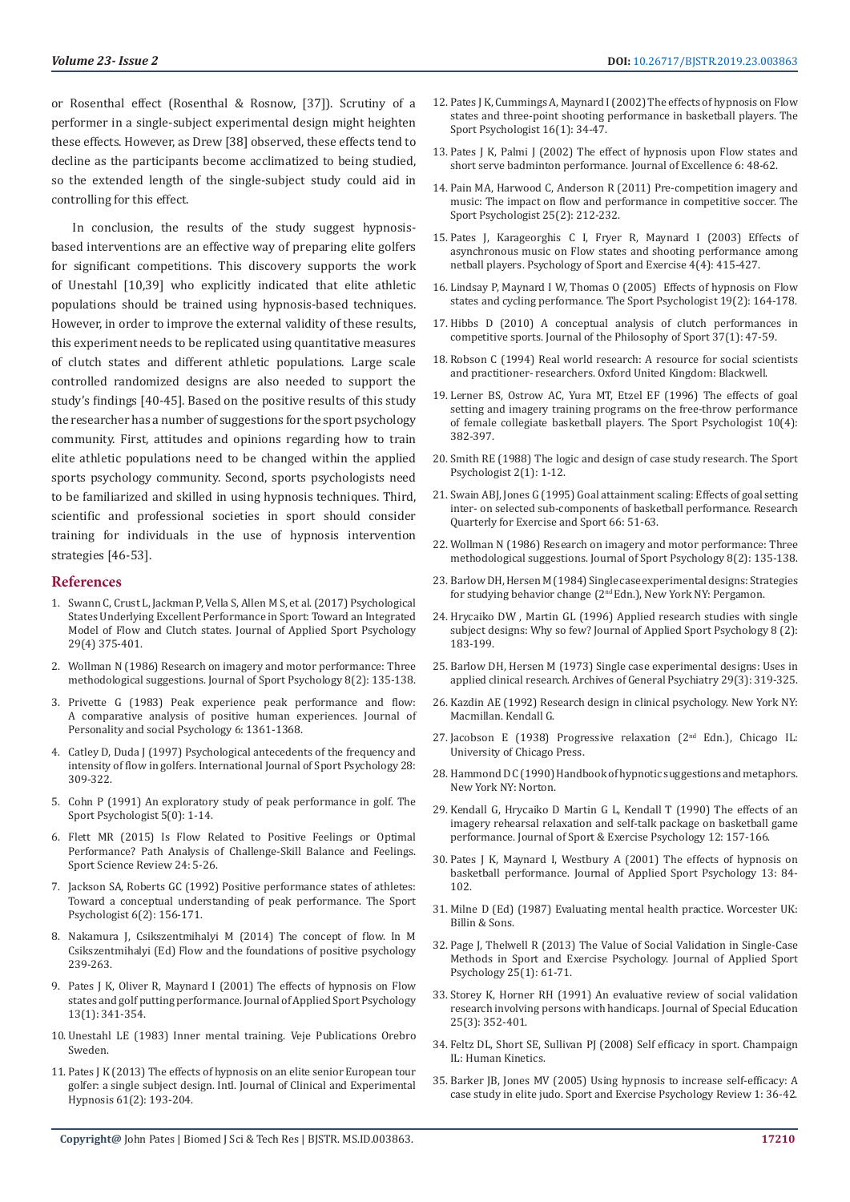or Rosenthal effect (Rosenthal & Rosnow, [37]). Scrutiny of a performer in a single-subject experimental design might heighten these effects. However, as Drew [38] observed, these effects tend to decline as the participants become acclimatized to being studied, so the extended length of the single-subject study could aid in controlling for this effect.

In conclusion, the results of the study suggest hypnosis-based interventions are an effective way of preparing elite golfers for significant competitions. This discovery supports the work of Unestahl [10,39] who explicitly indicated that elite athletic populations should be trained using hypnosis-based techniques. However, in order to improve the external validity of these results, this experiment needs to be replicated using quantitative measures of clutch states and different athletic populations. Large scale controlled randomized designs are also needed to support the study's findings [40-45]. Based on the positive results of this study the researcher has a number of suggestions for the sport psychology community. First, attitudes and opinions regarding how to train elite athletic populations need to be changed within the applied sports psychology community. Second, sports psychologists need to be familiarized and skilled in using hypnosis techniques. Third, scientific and professional societies in sport should consider training for individuals in the use of hypnosis intervention strategies [46-53].

## References

1. Swann C, Crust L, Jackman P, Vella S, Allen M S, et al. (2017) Psychological States Underlying Excellent Performance in Sport: Toward an Integrated Model of Flow and Clutch states. Journal of Applied Sport Psychology 29(4) 375-401.
2. Wollman N (1986) Research on imagery and motor performance: Three methodological suggestions. Journal of Sport Psychology 8(2): 135-138.
3. Privette G (1983) Peak experience peak performance and flow: A comparative analysis of positive human experiences. Journal of Personality and social Psychology 6: 1361-1368.
4. Catley D, Duda J (1997) Psychological antecedents of the frequency and intensity of flow in golfers. International Journal of Sport Psychology 28: 309-322.
5. Cohn P (1991) An exploratory study of peak performance in golf. The Sport Psychologist 5(0): 1-14.
6. Flett MR (2015) Is Flow Related to Positive Feelings or Optimal Performance? Path Analysis of Challenge-Skill Balance and Feelings. Sport Science Review 24: 5-26.
7. Jackson SA, Roberts GC (1992) Positive performance states of athletes: Toward a conceptual understanding of peak performance. The Sport Psychologist 6(2): 156-171.
8. Nakamura J, Csikszentmihalyi M (2014) The concept of flow. In M Csikszentmihalyi (Ed) Flow and the foundations of positive psychology 239-263.
9. Pates J K, Oliver R, Maynard I (2001) The effects of hypnosis on Flow states and golf putting performance. Journal of Applied Sport Psychology 13(1): 341-354.
10. Unestahl LE (1983) Inner mental training. Veje Publications Orebro Sweden.
11. Pates J K (2013) The effects of hypnosis on an elite senior European tour golfer: a single subject design. Intl. Journal of Clinical and Experimental Hypnosis 61(2): 193-204.
12. Pates J K, Cummings A, Maynard I (2002) The effects of hypnosis on Flow states and three-point shooting performance in basketball players. The Sport Psychologist 16(1): 34-47.
13. Pates J K, Palmi J (2002) The effect of hypnosis upon Flow states and short serve badminton performance. Journal of Excellence 6: 48-62.
14. Pain MA, Harwood C, Anderson R (2011) Pre-competition imagery and music: The impact on flow and performance in competitive soccer. The Sport Psychologist 25(2): 212-232.
15. Pates J, Karageorghis C I, Fryer R, Maynard I (2003) Effects of asynchronous music on Flow states and shooting performance among netball players. Psychology of Sport and Exercise 4(4): 415-427.
16. Lindsay P, Maynard I W, Thomas O (2005) Effects of hypnosis on Flow states and cycling performance. The Sport Psychologist 19(2): 164-178.
17. Hibbs D (2010) A conceptual analysis of clutch performances in competitive sports. Journal of the Philosophy of Sport 37(1): 47-59.
18. Robson C (1994) Real world research: A resource for social scientists and practitioner- researchers. Oxford United Kingdom: Blackwell.
19. Lerner BS, Ostrow AC, Yura MT, Etzel EF (1996) The effects of goal setting and imagery training programs on the free-throw performance of female collegiate basketball players. The Sport Psychologist 10(4): 382-397.
20. Smith RE (1988) The logic and design of case study research. The Sport Psychologist 2(1): 1-12.
21. Swain ABJ, Jones G (1995) Goal attainment scaling: Effects of goal setting inter- on selected sub-components of basketball performance. Research Quarterly for Exercise and Sport 66: 51-63.
22. Wollman N (1986) Research on imagery and motor performance: Three methodological suggestions. Journal of Sport Psychology 8(2): 135-138.
23. Barlow DH, Hersen M (1984) Single case experimental designs: Strategies for studying behavior change (2nd Edn.), New York NY: Pergamon.
24. Hrycaiko DW , Martin GL (1996) Applied research studies with single subject designs: Why so few? Journal of Applied Sport Psychology 8 (2): 183-199.
25. Barlow DH, Hersen M (1973) Single case experimental designs: Uses in applied clinical research. Archives of General Psychiatry 29(3): 319-325.
26. Kazdin AE (1992) Research design in clinical psychology. New York NY: Macmillan. Kendall G.
27. Jacobson E (1938) Progressive relaxation (2nd Edn.), Chicago IL: University of Chicago Press.
28. Hammond DC (1990) Handbook of hypnotic suggestions and metaphors. New York NY: Norton.
29. Kendall G, Hrycaiko D Martin G L, Kendall T (1990) The effects of an imagery rehearsal relaxation and self-talk package on basketball game performance. Journal of Sport & Exercise Psychology 12: 157-166.
30. Pates J K, Maynard I, Westbury A (2001) The effects of hypnosis on basketball performance. Journal of Applied Sport Psychology 13: 84-102.
31. Milne D (Ed) (1987) Evaluating mental health practice. Worcester UK: Billin & Sons.
32. Page J, Thelwell R (2013) The Value of Social Validation in Single-Case Methods in Sport and Exercise Psychology. Journal of Applied Sport Psychology 25(1): 61-71.
33. Storey K, Horner RH (1991) An evaluative review of social validation research involving persons with handicaps. Journal of Special Education 25(3): 352-401.
34. Feltz DL, Short SE, Sullivan PJ (2008) Self efficacy in sport. Champaign IL: Human Kinetics.
35. Barker JB, Jones MV (2005) Using hypnosis to increase self-efficacy: A case study in elite judo. Sport and Exercise Psychology Review 1: 36-42.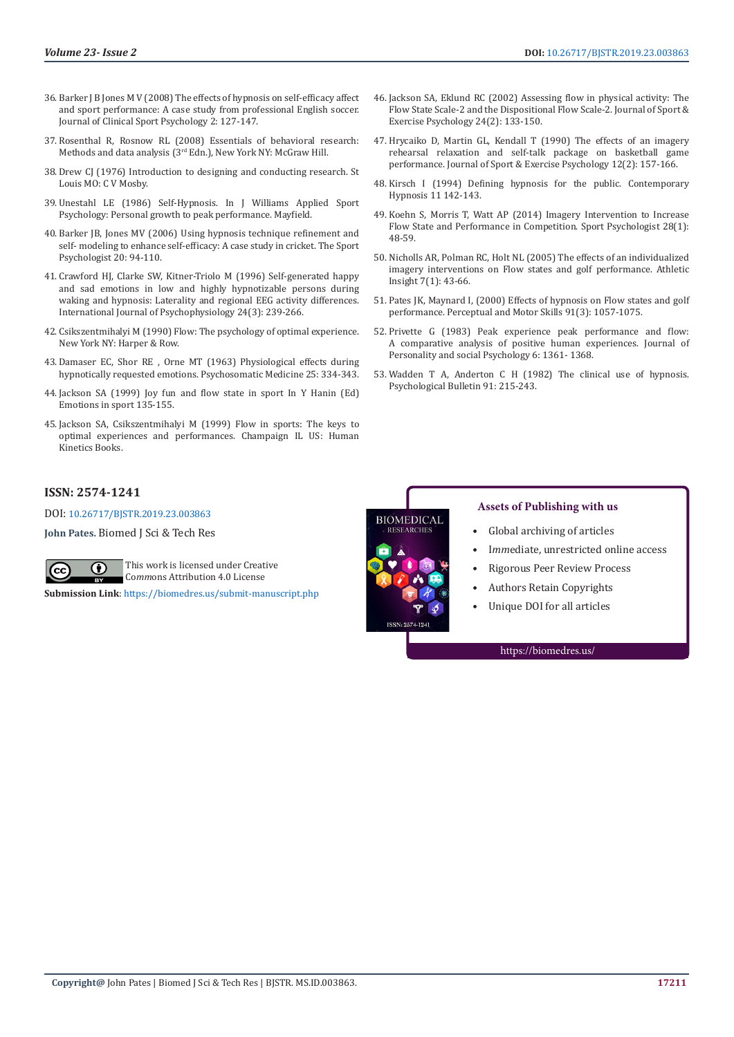36. Barker J B Jones M V (2008) The effects of hypnosis on self-efficacy affect and sport performance: A case study from professional English soccer. Journal of Clinical Sport Psychology 2: 127-147.
37. Rosenthal R, Rosnow RL (2008) Essentials of behavioral research: Methods and data analysis (3rd Edn.), New York NY: McGraw Hill.
38. Drew CJ (1976) Introduction to designing and conducting research. St Louis MO: C V Mosby.
39. Unestahl LE (1986) Self-Hypnosis. In J Williams Applied Sport Psychology: Personal growth to peak performance. Mayfield.
40. Barker JB, Jones MV (2006) Using hypnosis technique refinement and self- modeling to enhance self-efficacy: A case study in cricket. The Sport Psychologist 20: 94-110.
41. Crawford HJ, Clarke SW, Kitner-Triolo M (1996) Self-generated happy and sad emotions in low and highly hypnotizable persons during waking and hypnosis: Laterality and regional EEG activity differences. International Journal of Psychophysiology 24(3): 239-266.
42. Csikszentmihalyi M (1990) Flow: The psychology of optimal experience. New York NY: Harper & Row.
43. Damaser EC, Shor RE , Orne MT (1963) Physiological effects during hypnotically requested emotions. Psychosomatic Medicine 25: 334-343.
44. Jackson SA (1999) Joy fun and flow state in sport In Y Hanin (Ed) Emotions in sport 135-155.
45. Jackson SA, Csikszentmihalyi M (1999) Flow in sports: The keys to optimal experiences and performances. Champaign IL US: Human Kinetics Books.
46. Jackson SA, Eklund RC (2002) Assessing flow in physical activity: The Flow State Scale-2 and the Dispositional Flow Scale-2. Journal of Sport & Exercise Psychology 24(2): 133-150.
47. Hrycaiko D, Martin GL, Kendall T (1990) The effects of an imagery rehearsal relaxation and self-talk package on basketball game performance. Journal of Sport & Exercise Psychology 12(2): 157-166.
48. Kirsch I (1994) Defining hypnosis for the public. Contemporary Hypnosis 11 142-143.
49. Koehn S, Morris T, Watt AP (2014) Imagery Intervention to Increase Flow State and Performance in Competition. Sport Psychologist 28(1): 48-59.
50. Nicholls AR, Polman RC, Holt NL (2005) The effects of an individualized imagery interventions on Flow states and golf performance. Athletic Insight 7(1): 43-66.
51. Pates JK, Maynard I, (2000) Effects of hypnosis on Flow states and golf performance. Perceptual and Motor Skills 91(3): 1057-1075.
52. Privette G (1983) Peak experience peak performance and flow: A comparative analysis of positive human experiences. Journal of Personality and social Psychology 6: 1361- 1368.
53. Wadden T A, Anderton C H (1982) The clinical use of hypnosis. Psychological Bulletin 91: 215-243.

**ISSN: 2574-1241**

DOI: 10.26717/BJSTR.2019.23.003863

**John Pates.** Biomed J Sci & Tech Res

This work is licensed under Creative Commons Attribution 4.0 License

**Submission Link**: https://biomedres.us/submit-manuscript.php

**Assets of Publishing with us**

- Global archiving of articles
- Immediate, unrestricted online access
- Rigorous Peer Review Process
- Authors Retain Copyrights
- Unique DOI for all articles

https://biomedres.us/